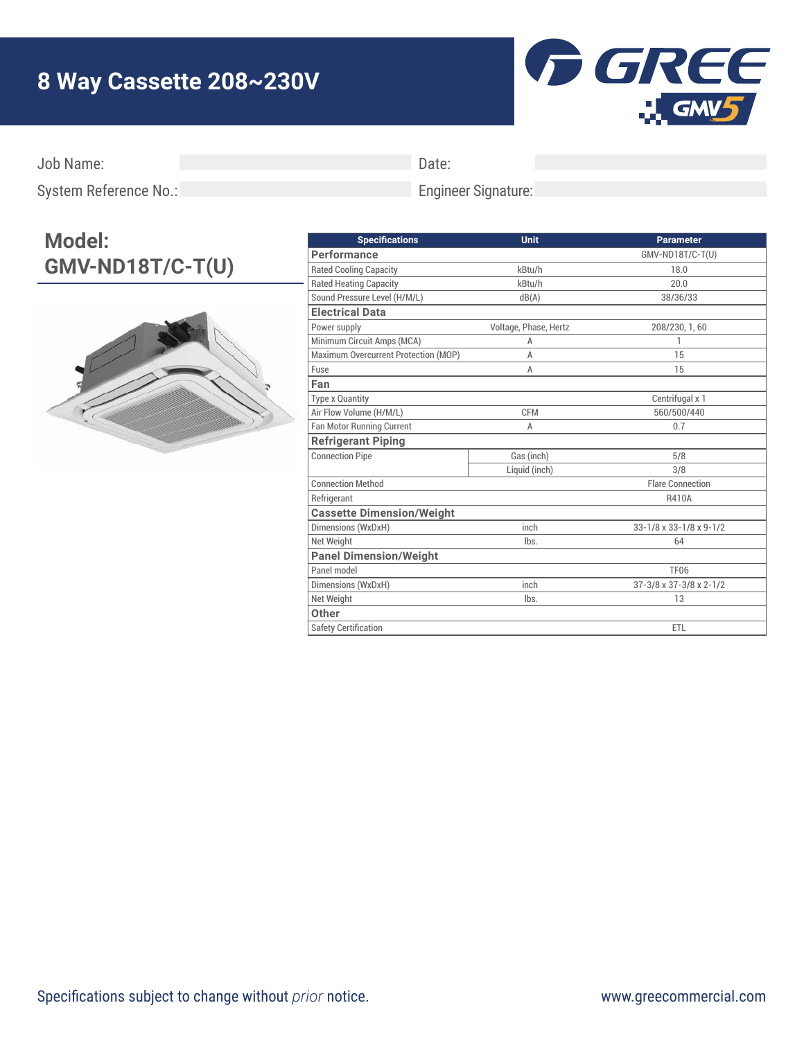# 8 Way Cassette 208~230V

GREE GMV5

Job Name:

Date:

System Reference No.:

Engineer Signature:

## Model: GMV-ND18T/C-T(U)

| Specifications | | Unit | Parameter |
|---|---|---|---|
| **Performance** | | | GMV-ND18T/C-T(U) |
| Rated Cooling Capacity | | kBtu/h | 18.0 |
| Rated Heating Capacity | | kBtu/h | 20.0 |
| Sound Pressure Level (H/M/L) | | dB(A) | 38/36/33 |
| **Electrical Data** | | | |
| Power supply | | Voltage, Phase, Hertz | 208/230, 1, 60 |
| Minimum Circuit Amps (MCA) | | A | 1 |
| Maximum Overcurrent Protection (MOP) | | A | 15 |
| Fuse | | A | 15 |
| **Fan** | | | |
| Type x Quantity | | | Centrifugal x 1 |
| Air Flow Volume (H/M/L) | | CFM | 560/500/440 |
| Fan Motor Running Current | | A | 0.7 |
| **Refrigerant Piping** | | | |
| Connection Pipe | | Gas (inch) | 5/8 |
| | | Liquid (inch) | 3/8 |
| Connection Method | | | Flare Connection |
| Refrigerant | | | R410A |
| **Cassette Dimension/Weight** | | | |
| Dimensions (WxDxH) | | inch | 33-1/8 x 33-1/8 x 9-1/2 |
| Net Weight | | lbs. | 64 |
| **Panel Dimension/Weight** | | | |
| Panel model | | | TF06 |
| Dimensions (WxDxH) | | inch | 37-3/8 x 37-3/8 x 2-1/2 |
| Net Weight | | lbs. | 13 |
| **Other** | | | |
| Safety Certification | | | ETL |

Specifications subject to change without *prior* notice.

www.greecommercial.com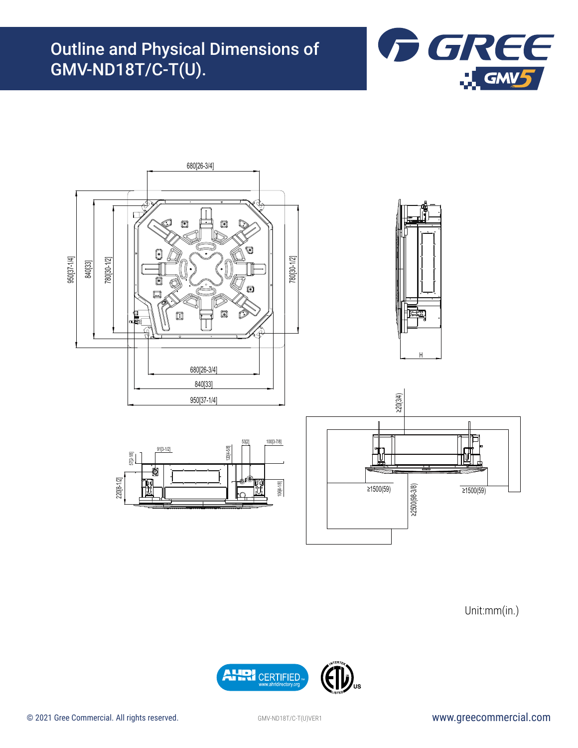# Outline and Physical Dimensions of GMV-ND18T/C-T(U).

680[26-3/4]

950[37-1/4]

840[33]

780[30-1/2]

780[30-1/2]

680[26-3/4]

840[33]

950[37-1/4]

H

≥20(3/4)

57[2-1/8]

91[3-1/2]

120[4-5/8]

53[2]

100[3-7/8]

220[8-1/2]

106[4-1/8]

≥1500(59)

≥1500(59)

≥2500(98-3/8)

Unit:mm(in.)

© 2021 Gree Commercial. All rights reserved.

GMV-ND18T/C-T(U)VER1

www.greecommercial.com